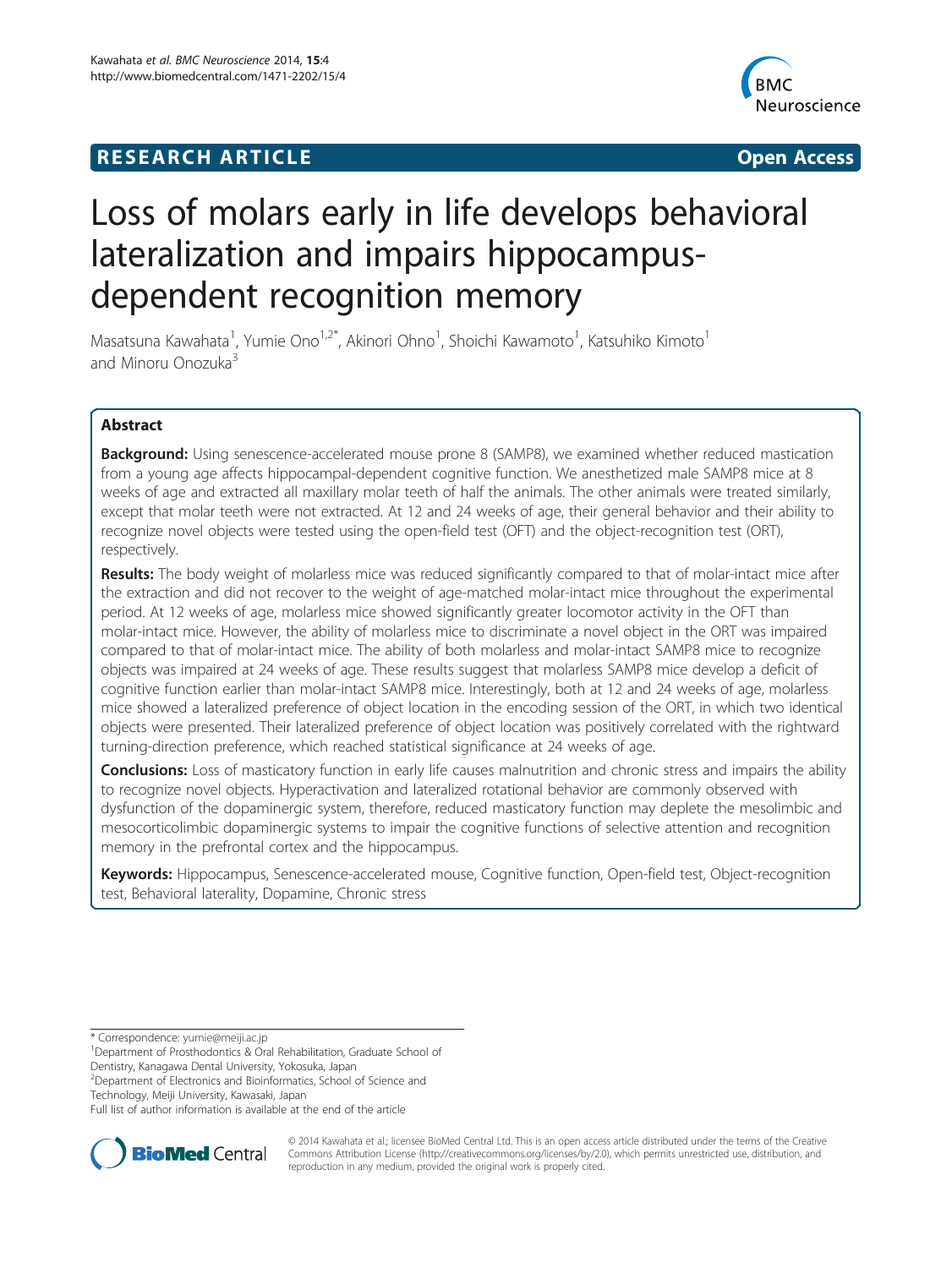RESEARCH ARTICLE Open Access

# Loss of molars early in life develops behavioral lateralization and impairs hippocampus-dependent recognition memory

Masatsuna Kawahata[1], Yumie Ono[1,2*], Akinori Ohno[1], Shoichi Kawamoto[1], Katsuhiko Kimoto[1] and Minoru Onozuka[3]

## Abstract

**Background:** Using senescence-accelerated mouse prone 8 (SAMP8), we examined whether reduced mastication from a young age affects hippocampal-dependent cognitive function. We anesthetized male SAMP8 mice at 8 weeks of age and extracted all maxillary molar teeth of half the animals. The other animals were treated similarly, except that molar teeth were not extracted. At 12 and 24 weeks of age, their general behavior and their ability to recognize novel objects were tested using the open-field test (OFT) and the object-recognition test (ORT), respectively.

**Results:** The body weight of molarless mice was reduced significantly compared to that of molar-intact mice after the extraction and did not recover to the weight of age-matched molar-intact mice throughout the experimental period. At 12 weeks of age, molarless mice showed significantly greater locomotor activity in the OFT than molar-intact mice. However, the ability of molarless mice to discriminate a novel object in the ORT was impaired compared to that of molar-intact mice. The ability of both molarless and molar-intact SAMP8 mice to recognize objects was impaired at 24 weeks of age. These results suggest that molarless SAMP8 mice develop a deficit of cognitive function earlier than molar-intact SAMP8 mice. Interestingly, both at 12 and 24 weeks of age, molarless mice showed a lateralized preference of object location in the encoding session of the ORT, in which two identical objects were presented. Their lateralized preference of object location was positively correlated with the rightward turning-direction preference, which reached statistical significance at 24 weeks of age.

**Conclusions:** Loss of masticatory function in early life causes malnutrition and chronic stress and impairs the ability to recognize novel objects. Hyperactivation and lateralized rotational behavior are commonly observed with dysfunction of the dopaminergic system, therefore, reduced masticatory function may deplete the mesolimbic and mesocorticolimbic dopaminergic systems to impair the cognitive functions of selective attention and recognition memory in the prefrontal cortex and the hippocampus.

**Keywords:** Hippocampus, Senescence-accelerated mouse, Cognitive function, Open-field test, Object-recognition test, Behavioral laterality, Dopamine, Chronic stress

---

* Correspondence: yumie@meiji.ac.jp
[1]Department of Prosthodontics & Oral Rehabilitation, Graduate School of Dentistry, Kanagawa Dental University, Yokosuka, Japan
[2]Department of Electronics and Bioinformatics, School of Science and Technology, Meiji University, Kawasaki, Japan
Full list of author information is available at the end of the article

© 2014 Kawahata et al.; licensee BioMed Central Ltd. This is an open access article distributed under the terms of the Creative Commons Attribution License (http://creativecommons.org/licenses/by/2.0), which permits unrestricted use, distribution, and reproduction in any medium, provided the original work is properly cited.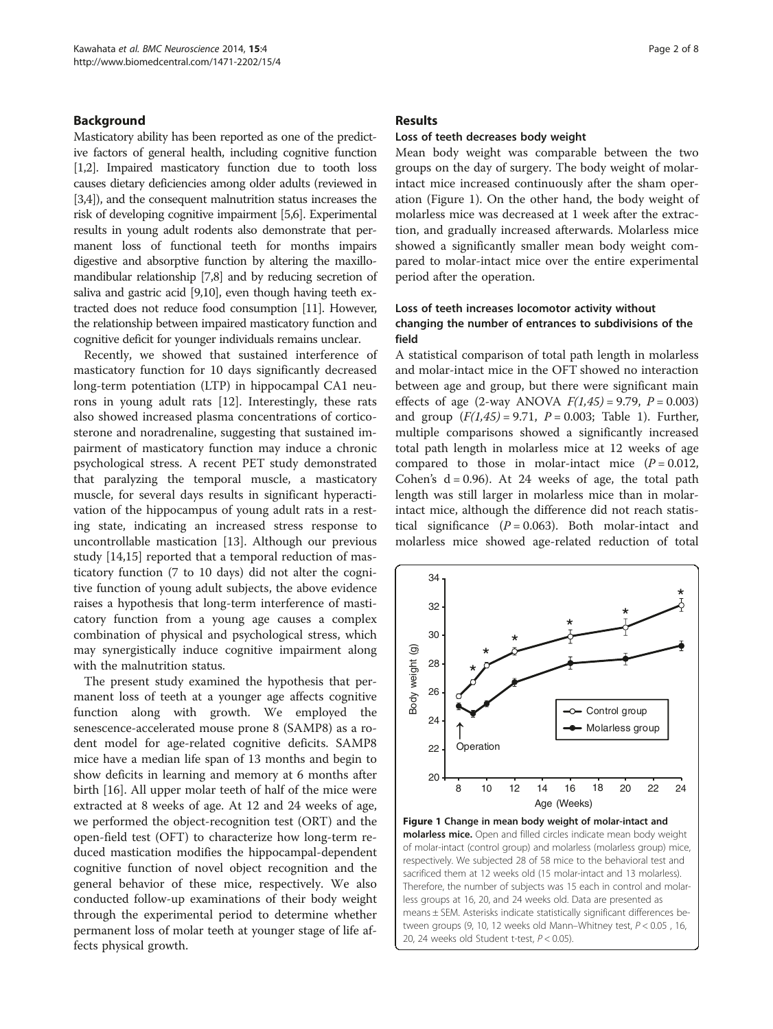## Background

Masticatory ability has been reported as one of the predictive factors of general health, including cognitive function [1,2]. Impaired masticatory function due to tooth loss causes dietary deficiencies among older adults (reviewed in [3,4]), and the consequent malnutrition status increases the risk of developing cognitive impairment [5,6]. Experimental results in young adult rodents also demonstrate that permanent loss of functional teeth for months impairs digestive and absorptive function by altering the maxillomandibular relationship [7,8] and by reducing secretion of saliva and gastric acid [9,10], even though having teeth extracted does not reduce food consumption [11]. However, the relationship between impaired masticatory function and cognitive deficit for younger individuals remains unclear.

Recently, we showed that sustained interference of masticatory function for 10 days significantly decreased long-term potentiation (LTP) in hippocampal CA1 neurons in young adult rats [12]. Interestingly, these rats also showed increased plasma concentrations of corticosterone and noradrenaline, suggesting that sustained impairment of masticatory function may induce a chronic psychological stress. A recent PET study demonstrated that paralyzing the temporal muscle, a masticatory muscle, for several days results in significant hyperactivation of the hippocampus of young adult rats in a resting state, indicating an increased stress response to uncontrollable mastication [13]. Although our previous study [14,15] reported that a temporal reduction of masticatory function (7 to 10 days) did not alter the cognitive function of young adult subjects, the above evidence raises a hypothesis that long-term interference of masticatory function from a young age causes a complex combination of physical and psychological stress, which may synergistically induce cognitive impairment along with the malnutrition status.

The present study examined the hypothesis that permanent loss of teeth at a younger age affects cognitive function along with growth. We employed the senescence-accelerated mouse prone 8 (SAMP8) as a rodent model for age-related cognitive deficits. SAMP8 mice have a median life span of 13 months and begin to show deficits in learning and memory at 6 months after birth [16]. All upper molar teeth of half of the mice were extracted at 8 weeks of age. At 12 and 24 weeks of age, we performed the object-recognition test (ORT) and the open-field test (OFT) to characterize how long-term reduced mastication modifies the hippocampal-dependent cognitive function of novel object recognition and the general behavior of these mice, respectively. We also conducted follow-up examinations of their body weight through the experimental period to determine whether permanent loss of molar teeth at younger stage of life affects physical growth.

## Results

### Loss of teeth decreases body weight

Mean body weight was comparable between the two groups on the day of surgery. The body weight of molar-intact mice increased continuously after the sham operation (Figure 1). On the other hand, the body weight of molarless mice was decreased at 1 week after the extraction, and gradually increased afterwards. Molarless mice showed a significantly smaller mean body weight compared to molar-intact mice over the entire experimental period after the operation.

### Loss of teeth increases locomotor activity without changing the number of entrances to subdivisions of the field

A statistical comparison of total path length in molarless and molar-intact mice in the OFT showed no interaction between age and group, but there were significant main effects of age (2-way ANOVA $F(1,45) = 9.79$, $P = 0.003$) and group ($F(1,45) = 9.71$, $P = 0.003$; Table 1). Further, multiple comparisons showed a significantly increased total path length in molarless mice at 12 weeks of age compared to those in molar-intact mice ($P = 0.012$, Cohen's $d = 0.96$). At 24 weeks of age, the total path length was still larger in molarless mice than in molar-intact mice, although the difference did not reach statistical significance ($P = 0.063$). Both molar-intact and molarless mice showed age-related reduction of total

**Figure 1 Change in mean body weight of molar-intact and molarless mice.** Open and filled circles indicate mean body weight of molar-intact (control group) and molarless (molarless group) mice, respectively. We subjected 28 of 58 mice to the behavioral test and sacrificed them at 12 weeks old (15 molar-intact and 13 molarless). Therefore, the number of subjects was 15 each in control and molarless groups at 16, 20, and 24 weeks old. Data are presented as means ± SEM. Asterisks indicate statistically significant differences between groups (9, 10, 12 weeks old Mann–Whitney test, $P < 0.05$ , 16, 20, 24 weeks old Student t-test, $P < 0.05$).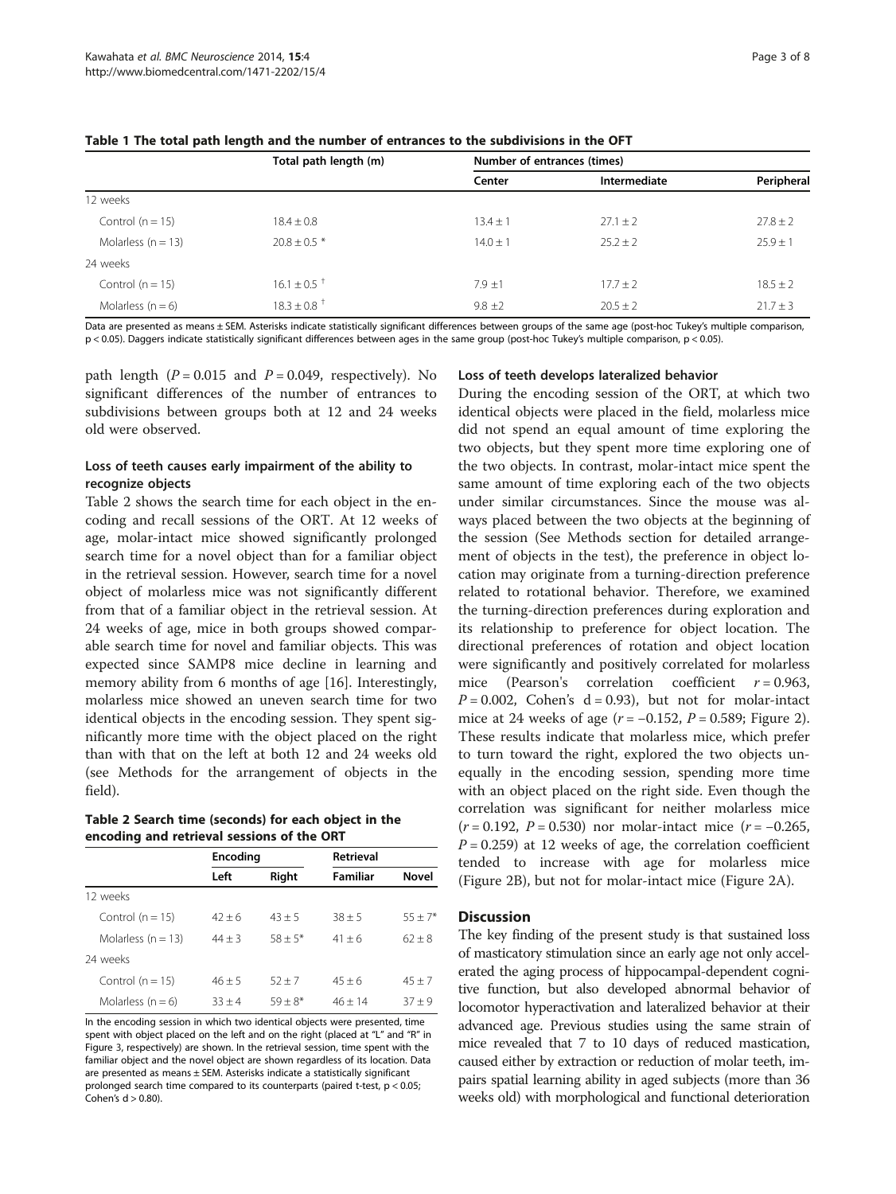**Table 1 The total path length and the number of entrances to the subdivisions in the OFT**

| | Total path length (m) | Number of entrances (times) | | |
|---|---|---|---|---|
| | | Center | Intermediate | Peripheral |
| 12 weeks | | | | |
| Control (n = 15) | 18.4 ± 0.8 | 13.4 ± 1 | 27.1 ± 2 | 27.8 ± 2 |
| Molarless (n = 13) | 20.8 ± 0.5 * | 14.0 ± 1 | 25.2 ± 2 | 25.9 ± 1 |
| 24 weeks | | | | |
| Control (n = 15) | 16.1 ± 0.5 † | 7.9 ±1 | 17.7 ± 2 | 18.5 ± 2 |
| Molarless (n = 6) | 18.3 ± 0.8 † | 9.8 ±2 | 20.5 ± 2 | 21.7 ± 3 |

Data are presented as means ± SEM. Asterisks indicate statistically significant differences between groups of the same age (post-hoc Tukey's multiple comparison, $p < 0.05$). Daggers indicate statistically significant differences between ages in the same group (post-hoc Tukey's multiple comparison, $p < 0.05$).

path length ($P = 0.015$ and $P = 0.049$, respectively). No significant differences of the number of entrances to subdivisions between groups both at 12 and 24 weeks old were observed.

### Loss of teeth causes early impairment of the ability to recognize objects

Table 2 shows the search time for each object in the encoding and recall sessions of the ORT. At 12 weeks of age, molar-intact mice showed significantly prolonged search time for a novel object than for a familiar object in the retrieval session. However, search time for a novel object of molarless mice was not significantly different from that of a familiar object in the retrieval session. At 24 weeks of age, mice in both groups showed comparable search time for novel and familiar objects. This was expected since SAMP8 mice decline in learning and memory ability from 6 months of age [16]. Interestingly, molarless mice showed an uneven search time for two identical objects in the encoding session. They spent significantly more time with the object placed on the right than with that on the left at both 12 and 24 weeks old (see Methods for the arrangement of objects in the field).

**Table 2 Search time (seconds) for each object in the encoding and retrieval sessions of the ORT**

| | Encoding | | Retrieval | |
|---|---|---|---|---|
| | Left | Right | Familiar | Novel |
| 12 weeks | | | | |
| Control (n = 15) | 42 ± 6 | 43 ± 5 | 38 ± 5 | 55 ± 7* |
| Molarless (n = 13) | 44 ± 3 | 58 ± 5* | 41 ± 6 | 62 ± 8 |
| 24 weeks | | | | |
| Control (n = 15) | 46 ± 5 | 52 ± 7 | 45 ± 6 | 45 ± 7 |
| Molarless (n = 6) | 33 ± 4 | 59 ± 8* | 46 ± 14 | 37 ± 9 |

In the encoding session in which two identical objects were presented, time spent with object placed on the left and on the right (placed at "L" and "R" in Figure 3, respectively) are shown. In the retrieval session, time spent with the familiar object and the novel object are shown regardless of its location. Data are presented as means ± SEM. Asterisks indicate a statistically significant prolonged search time compared to its counterparts (paired t-test, $p < 0.05$; Cohen's $d > 0.80$).

### Loss of teeth develops lateralized behavior

During the encoding session of the ORT, at which two identical objects were placed in the field, molarless mice did not spend an equal amount of time exploring the two objects, but they spent more time exploring one of the two objects. In contrast, molar-intact mice spent the same amount of time exploring each of the two objects under similar circumstances. Since the mouse was always placed between the two objects at the beginning of the session (See Methods section for detailed arrangement of objects in the test), the preference in object location may originate from a turning-direction preference related to rotational behavior. Therefore, we examined the turning-direction preferences during exploration and its relationship to preference for object location. The directional preferences of rotation and object location were significantly and positively correlated for molarless mice (Pearson's correlation coefficient $r = 0.963$, $P = 0.002$, Cohen's $d = 0.93$), but not for molar-intact mice at 24 weeks of age ($r = -0.152$, $P = 0.589$; Figure 2). These results indicate that molarless mice, which prefer to turn toward the right, explored the two objects unequally in the encoding session, spending more time with an object placed on the right side. Even though the correlation was significant for neither molarless mice ($r = 0.192$, $P = 0.530$) nor molar-intact mice ($r = -0.265$, $P = 0.259$) at 12 weeks of age, the correlation coefficient tended to increase with age for molarless mice (Figure 2B), but not for molar-intact mice (Figure 2A).

## Discussion

The key finding of the present study is that sustained loss of masticatory stimulation since an early age not only accelerated the aging process of hippocampal-dependent cognitive function, but also developed abnormal behavior of locomotor hyperactivation and lateralized behavior at their advanced age. Previous studies using the same strain of mice revealed that 7 to 10 days of reduced mastication, caused either by extraction or reduction of molar teeth, impairs spatial learning ability in aged subjects (more than 36 weeks old) with morphological and functional deterioration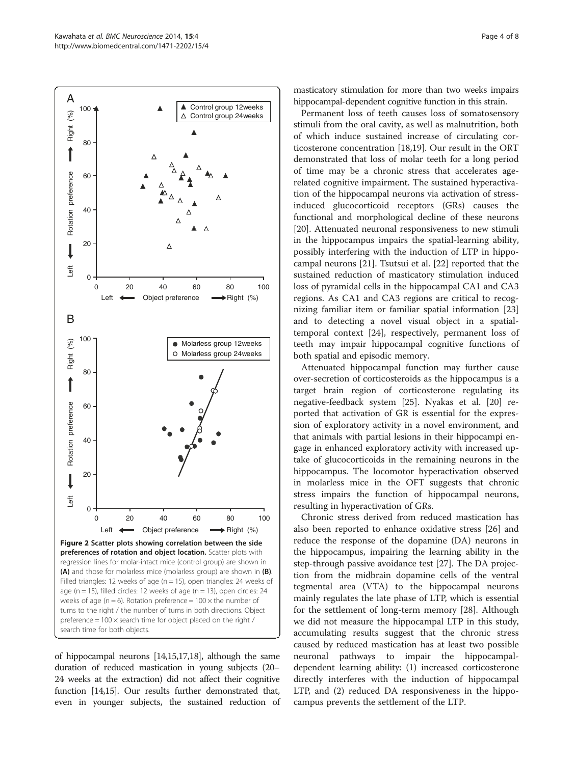**Figure 2 Scatter plots showing correlation between the side preferences of rotation and object location.** Scatter plots with regression lines for molar-intact mice (control group) are shown in **(A)** and those for molarless mice (molarless group) are shown in **(B)**. Filled triangles: 12 weeks of age (n = 15), open triangles: 24 weeks of age (n = 15), filled circles: 12 weeks of age (n = 13), open circles: 24 weeks of age (n = 6). Rotation preference = 100 × the number of turns to the right / the number of turns in both directions. Object preference = 100 × search time for object placed on the right / search time for both objects.

of hippocampal neurons [14,15,17,18], although the same duration of reduced mastication in young subjects (20–24 weeks at the extraction) did not affect their cognitive function [14,15]. Our results further demonstrated that, even in younger subjects, the sustained reduction of masticatory stimulation for more than two weeks impairs hippocampal-dependent cognitive function in this strain.

Permanent loss of teeth causes loss of somatosensory stimuli from the oral cavity, as well as malnutrition, both of which induce sustained increase of circulating corticosterone concentration [18,19]. Our result in the ORT demonstrated that loss of molar teeth for a long period of time may be a chronic stress that accelerates age-related cognitive impairment. The sustained hyperactivation of the hippocampal neurons via activation of stress-induced glucocorticoid receptors (GRs) causes the functional and morphological decline of these neurons [20]. Attenuated neuronal responsiveness to new stimuli in the hippocampus impairs the spatial-learning ability, possibly interfering with the induction of LTP in hippocampal neurons [21]. Tsutsui et al. [22] reported that the sustained reduction of masticatory stimulation induced loss of pyramidal cells in the hippocampal CA1 and CA3 regions. As CA1 and CA3 regions are critical to recognizing familiar item or familiar spatial information [23] and to detecting a novel visual object in a spatial-temporal context [24], respectively, permanent loss of teeth may impair hippocampal cognitive functions of both spatial and episodic memory.

Attenuated hippocampal function may further cause over-secretion of corticosteroids as the hippocampus is a target brain region of corticosterone regulating its negative-feedback system [25]. Nyakas et al. [20] reported that activation of GR is essential for the expression of exploratory activity in a novel environment, and that animals with partial lesions in their hippocampi engage in enhanced exploratory activity with increased uptake of glucocorticoids in the remaining neurons in the hippocampus. The locomotor hyperactivation observed in molarless mice in the OFT suggests that chronic stress impairs the function of hippocampal neurons, resulting in hyperactivation of GRs.

Chronic stress derived from reduced mastication has also been reported to enhance oxidative stress [26] and reduce the response of the dopamine (DA) neurons in the hippocampus, impairing the learning ability in the step-through passive avoidance test [27]. The DA projection from the midbrain dopamine cells of the ventral tegmental area (VTA) to the hippocampal neurons mainly regulates the late phase of LTP, which is essential for the settlement of long-term memory [28]. Although we did not measure the hippocampal LTP in this study, accumulating results suggest that the chronic stress caused by reduced mastication has at least two possible neuronal pathways to impair the hippocampal-dependent learning ability: (1) increased corticosterone directly interferes with the induction of hippocampal LTP, and (2) reduced DA responsiveness in the hippocampus prevents the settlement of the LTP.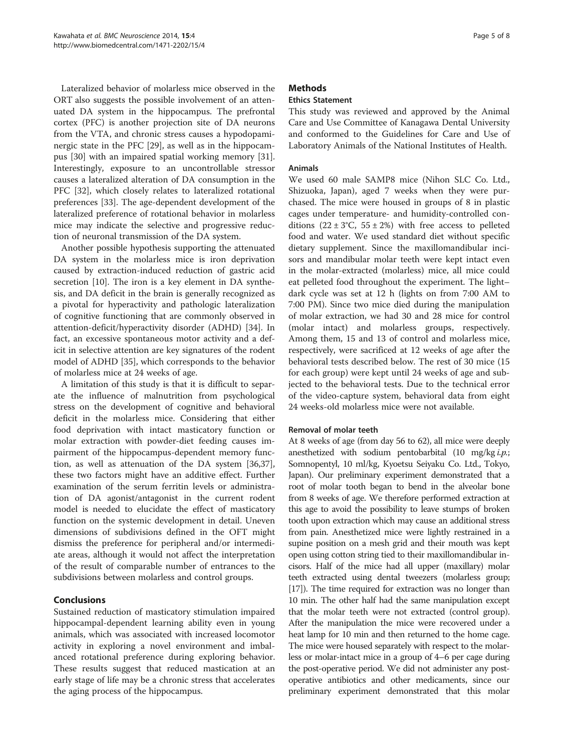Lateralized behavior of molarless mice observed in the ORT also suggests the possible involvement of an attenuated DA system in the hippocampus. The prefrontal cortex (PFC) is another projection site of DA neurons from the VTA, and chronic stress causes a hypodopaminergic state in the PFC [29], as well as in the hippocampus [30] with an impaired spatial working memory [31]. Interestingly, exposure to an uncontrollable stressor causes a lateralized alteration of DA consumption in the PFC [32], which closely relates to lateralized rotational preferences [33]. The age-dependent development of the lateralized preference of rotational behavior in molarless mice may indicate the selective and progressive reduction of neuronal transmission of the DA system.

Another possible hypothesis supporting the attenuated DA system in the molarless mice is iron deprivation caused by extraction-induced reduction of gastric acid secretion [10]. The iron is a key element in DA synthesis, and DA deficit in the brain is generally recognized as a pivotal for hyperactivity and pathologic lateralization of cognitive functioning that are commonly observed in attention-deficit/hyperactivity disorder (ADHD) [34]. In fact, an excessive spontaneous motor activity and a deficit in selective attention are key signatures of the rodent model of ADHD [35], which corresponds to the behavior of molarless mice at 24 weeks of age.

A limitation of this study is that it is difficult to separate the influence of malnutrition from psychological stress on the development of cognitive and behavioral deficit in the molarless mice. Considering that either food deprivation with intact masticatory function or molar extraction with powder-diet feeding causes impairment of the hippocampus-dependent memory function, as well as attenuation of the DA system [36,37], these two factors might have an additive effect. Further examination of the serum ferritin levels or administration of DA agonist/antagonist in the current rodent model is needed to elucidate the effect of masticatory function on the systemic development in detail. Uneven dimensions of subdivisions defined in the OFT might dismiss the preference for peripheral and/or intermediate areas, although it would not affect the interpretation of the result of comparable number of entrances to the subdivisions between molarless and control groups.

## Conclusions

Sustained reduction of masticatory stimulation impaired hippocampal-dependent learning ability even in young animals, which was associated with increased locomotor activity in exploring a novel environment and imbalanced rotational preference during exploring behavior. These results suggest that reduced mastication at an early stage of life may be a chronic stress that accelerates the aging process of the hippocampus.

## Methods

### Ethics Statement

This study was reviewed and approved by the Animal Care and Use Committee of Kanagawa Dental University and conformed to the Guidelines for Care and Use of Laboratory Animals of the National Institutes of Health.

### Animals

We used 60 male SAMP8 mice (Nihon SLC Co. Ltd., Shizuoka, Japan), aged 7 weeks when they were purchased. The mice were housed in groups of 8 in plastic cages under temperature- and humidity-controlled conditions ($22 \pm 3$°C, $55 \pm 2$%) with free access to pelleted food and water. We used standard diet without specific dietary supplement. Since the maxillomandibular incisors and mandibular molar teeth were kept intact even in the molar-extracted (molarless) mice, all mice could eat pelleted food throughout the experiment. The light–dark cycle was set at 12 h (lights on from 7:00 AM to 7:00 PM). Since two mice died during the manipulation of molar extraction, we had 30 and 28 mice for control (molar intact) and molarless groups, respectively. Among them, 15 and 13 of control and molarless mice, respectively, were sacrificed at 12 weeks of age after the behavioral tests described below. The rest of 30 mice (15 for each group) were kept until 24 weeks of age and subjected to the behavioral tests. Due to the technical error of the video-capture system, behavioral data from eight 24 weeks-old molarless mice were not available.

### Removal of molar teeth

At 8 weeks of age (from day 56 to 62), all mice were deeply anesthetized with sodium pentobarbital (10 mg/kg *i.p.*; Somnopentyl, 10 ml/kg, Kyoetsu Seiyaku Co. Ltd., Tokyo, Japan). Our preliminary experiment demonstrated that a root of molar tooth began to bend in the alveolar bone from 8 weeks of age. We therefore performed extraction at this age to avoid the possibility to leave stumps of broken tooth upon extraction which may cause an additional stress from pain. Anesthetized mice were lightly restrained in a supine position on a mesh grid and their mouth was kept open using cotton string tied to their maxillomandibular incisors. Half of the mice had all upper (maxillary) molar teeth extracted using dental tweezers (molarless group; [17]). The time required for extraction was no longer than 10 min. The other half had the same manipulation except that the molar teeth were not extracted (control group). After the manipulation the mice were recovered under a heat lamp for 10 min and then returned to the home cage. The mice were housed separately with respect to the molarless or molar-intact mice in a group of 4–6 per cage during the post-operative period. We did not administer any post-operative antibiotics and other medicaments, since our preliminary experiment demonstrated that this molar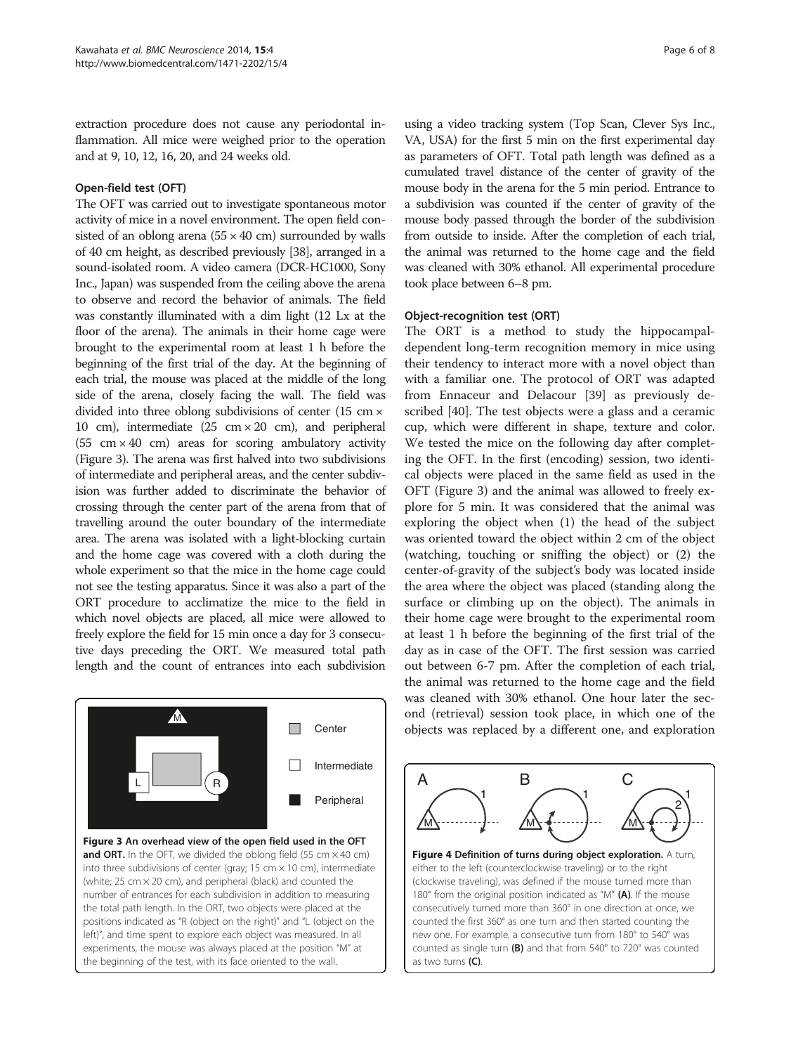extraction procedure does not cause any periodontal inflammation. All mice were weighed prior to the operation and at 9, 10, 12, 16, 20, and 24 weeks old.

### Open-field test (OFT)

The OFT was carried out to investigate spontaneous motor activity of mice in a novel environment. The open field consisted of an oblong arena (55 × 40 cm) surrounded by walls of 40 cm height, as described previously [38], arranged in a sound-isolated room. A video camera (DCR-HC1000, Sony Inc., Japan) was suspended from the ceiling above the arena to observe and record the behavior of animals. The field was constantly illuminated with a dim light (12 Lx at the floor of the arena). The animals in their home cage were brought to the experimental room at least 1 h before the beginning of the first trial of the day. At the beginning of each trial, the mouse was placed at the middle of the long side of the arena, closely facing the wall. The field was divided into three oblong subdivisions of center (15 cm × 10 cm), intermediate (25 cm × 20 cm), and peripheral (55 cm × 40 cm) areas for scoring ambulatory activity (Figure 3). The arena was first halved into two subdivisions of intermediate and peripheral areas, and the center subdivision was further added to discriminate the behavior of crossing through the center part of the arena from that of travelling around the outer boundary of the intermediate area. The arena was isolated with a light-blocking curtain and the home cage was covered with a cloth during the whole experiment so that the mice in the home cage could not see the testing apparatus. Since it was also a part of the ORT procedure to acclimatize the mice to the field in which novel objects are placed, all mice were allowed to freely explore the field for 15 min once a day for 3 consecutive days preceding the ORT. We measured total path length and the count of entrances into each subdivision using a video tracking system (Top Scan, Clever Sys Inc., VA, USA) for the first 5 min on the first experimental day as parameters of OFT. Total path length was defined as a cumulated travel distance of the center of gravity of the mouse body in the arena for the 5 min period. Entrance to a subdivision was counted if the center of gravity of the mouse body passed through the border of the subdivision from outside to inside. After the completion of each trial, the animal was returned to the home cage and the field was cleaned with 30% ethanol. All experimental procedure took place between 6–8 pm.

**Figure 3 An overhead view of the open field used in the OFT and ORT.** In the OFT, we divided the oblong field (55 cm × 40 cm) into three subdivisions of center (gray; 15 cm × 10 cm), intermediate (white; 25 cm × 20 cm), and peripheral (black) and counted the number of entrances for each subdivision in addition to measuring the total path length. In the ORT, two objects were placed at the positions indicated as "R (object on the right)" and "L (object on the left)", and time spent to explore each object was measured. In all experiments, the mouse was always placed at the position "M" at the beginning of the test, with its face oriented to the wall.

### Object-recognition test (ORT)

The ORT is a method to study the hippocampal-dependent long-term recognition memory in mice using their tendency to interact more with a novel object than with a familiar one. The protocol of ORT was adapted from Ennaceur and Delacour [39] as previously described [40]. The test objects were a glass and a ceramic cup, which were different in shape, texture and color. We tested the mice on the following day after completing the OFT. In the first (encoding) session, two identical objects were placed in the same field as used in the OFT (Figure 3) and the animal was allowed to freely explore for 5 min. It was considered that the animal was exploring the object when (1) the head of the subject was oriented toward the object within 2 cm of the object (watching, touching or sniffing the object) or (2) the center-of-gravity of the subject's body was located inside the area where the object was placed (standing along the surface or climbing up on the object). The animals in their home cage were brought to the experimental room at least 1 h before the beginning of the first trial of the day as in case of the OFT. The first session was carried out between 6-7 pm. After the completion of each trial, the animal was returned to the home cage and the field was cleaned with 30% ethanol. One hour later the second (retrieval) session took place, in which one of the objects was replaced by a different one, and exploration

**Figure 4 Definition of turns during object exploration.** A turn, either to the left (counterclockwise traveling) or to the right (clockwise traveling), was defined if the mouse turned more than 180° from the original position indicated as "M" **(A)**. If the mouse consecutively turned more than 360° in one direction at once, we counted the first 360° as one turn and then started counting the new one. For example, a consecutive turn from 180° to 540° was counted as single turn **(B)** and that from 540° to 720° was counted as two turns **(C)**.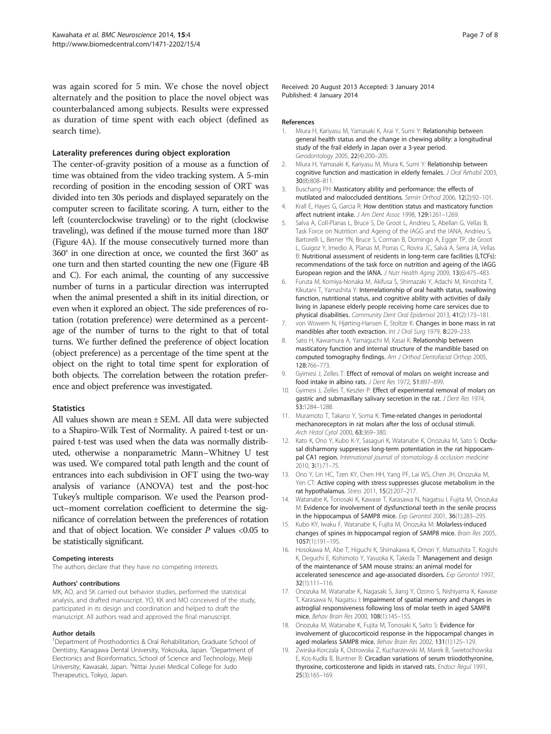was again scored for 5 min. We chose the novel object alternately and the position to place the novel object was counterbalanced among subjects. Results were expressed as duration of time spent with each object (defined as search time).

### Laterality preferences during object exploration

The center-of-gravity position of a mouse as a function of time was obtained from the video tracking system. A 5-min recording of position in the encoding session of ORT was divided into ten 30s periods and displayed separately on the computer screen to facilitate scoring. A turn, either to the left (counterclockwise traveling) or to the right (clockwise traveling), was defined if the mouse turned more than 180° (Figure 4A). If the mouse consecutively turned more than 360° in one direction at once, we counted the first 360° as one turn and then started counting the new one (Figure 4B and C). For each animal, the counting of any successive number of turns in a particular direction was interrupted when the animal presented a shift in its initial direction, or even when it explored an object. The side preferences of rotation (rotation preference) were determined as a percentage of the number of turns to the right to that of total turns. We further defined the preference of object location (object preference) as a percentage of the time spent at the object on the right to total time spent for exploration of both objects. The correlation between the rotation preference and object preference was investigated.

### Statistics

All values shown are mean ± SEM. All data were subjected to a Shapiro-Wilk Test of Normality. A paired t-test or unpaired t-test was used when the data was normally distributed, otherwise a nonparametric Mann–Whitney U test was used. We compared total path length and the count of entrances into each subdivision in OFT using the two-way analysis of variance (ANOVA) test and the post-hoc Tukey's multiple comparison. We used the Pearson product–moment correlation coefficient to determine the significance of correlation between the preferences of rotation and that of object location. We consider $P$ values <0.05 to be statistically significant.

#### Competing interests

The authors declare that they have no competing interests.

#### Authors' contributions

MK, AO, and SK carried out behavior studies, performed the statistical analysis, and drafted manuscript. YO, KK and MO conceived of the study, participated in its design and coordination and helped to draft the manuscript. All authors read and approved the final manuscript.

#### Author details

[1]Department of Prosthodontics & Oral Rehabilitation, Graduate School of Dentistry, Kanagawa Dental University, Yokosuka, Japan. [2]Department of Electronics and Bioinformatics, School of Science and Technology, Meiji University, Kawasaki, Japan. [3]Nittai Jyusei Medical College for Judo Therapeutics, Tokyo, Japan.

Received: 20 August 2013 Accepted: 3 January 2014
Published: 4 January 2014

### References

1. Miura H, Kariyasu M, Yamasaki K, Arai Y, Sumi Y: **Relationship between general health status and the change in chewing ability: a longitudinal study of the frail elderly in Japan over a 3-year period.** *Gerodontology* 2005, **22**(4):200–205.
2. Miura H, Yamasaki K, Kariyasu M, Miura K, Sumi Y: **Relationship between cognitive function and mastication in elderly females.** *J Oral Rehabil* 2003, **30**(8):808–811.
3. Buschang PH: **Masticatory ability and performance: the effects of mutilated and maloccluded dentitions.** *Semin Orthod* 2006, **12**(2):92–101.
4. Krall E, Hayes G, Garcia R: **How dentition status and masticatory function affect nutrient intake.** *J Am Dent Assoc* 1998, **129**:1261–1269.
5. Salva A, Coll-Planas L, Bruce S, De Groot L, Andrieu S, Abellan G, Vellas B, Task Force on Nutrition and Ageing of the IAGG and the IANA, Andrieu S, Bartorelli L, Berner YN, Bruce S, Corman B, Domingo A, Egger TP, de Groot L, Guigoz Y, Imedio A, Planas M, Porras C, Rovira JC, Salvà A, Serra JA, Vellas B: **Nutritional assessment of residents in long-term care facilities (LTCFs): recommendations of the task force on nutrition and ageing of the IAGG European region and the IANA.** *J Nutr Health Aging* 2009, **13**(6):475–483.
6. Furuta M, Komiya-Nonaka M, Akifusa S, Shimazaki Y, Adachi M, Kinoshita T, Kikutani T, Yamashita Y: **Interrelationship of oral health status, swallowing function, nutritional status, and cognitive ability with activities of daily living in Japanese elderly people receiving home care services due to physical disabilities.** *Community Dent Oral Epidemiol* 2013, **41**(2):173–181.
7. von Wowern N, Hjørting-Hansen E, Stoltze K: **Changes in bone mass in rat mandibles after tooth extraction.** *Int J Oral Surg* 1979, **8**:229–233.
8. Sato H, Kawamura A, Yamaguchi M, Kasai K: **Relationship between masticatory function and internal structure of the mandible based on computed tomography findings.** *Am J Orthod Dentofacial Orthop* 2005, **128**:766–773.
9. Gyimesi J, Zelles T: **Effect of removal of molars on weight increase and food intake in albino rats.** *J Dent Res* 1972, **51**:897–899.
10. Gyimesi J, Zelles T, Keszler P: **Effect of experimental removal of molars on gastric and submaxillary salivary secretion in the rat.** *J Dent Res* 1974, **53**:1284–1288.
11. Muramoto T, Takano Y, Soma K: **Time-related changes in periodontal mechanoreceptors in rat molars after the loss of occlusal stimuli.** *Arch Histol Cytol* 2000, **63**:369–380.
12. Kato K, Ono Y, Kubo K-Y, Sasaguri K, Watanabe K, Onozuka M, Sato S: **Occlusal disharmony suppresses long-term potentiation in the rat hippocampal CA1 region.** *International journal of stomatology & occlusion medicine* 2010, **3**(1):71–75.
13. Ono Y, Lin HC, Tzen KY, Chen HH, Yang PF, Lai WS, Chen JH, Onozuka M, Yen CT: **Active coping with stress suppresses glucose metabolism in the rat hypothalamus.** *Stress* 2011, **15**(2):207–217.
14. Watanabe K, Tonosaki K, Kawase T, Karasawa N, Nagatsu I, Fujita M, Onozuka M: **Evidence for involvement of dysfunctional teeth in the senile process in the hippocampus of SAMP8 mice.** *Exp Gerontol* 2001, **36**(1):283–295.
15. Kubo KY, Iwaku F, Watanabe K, Fujita M, Onozuka M: **Molarless-induced changes of spines in hippocampal region of SAMP8 mice.** *Brain Res* 2005, **1057**(1):191–195.
16. Hosokawa M, Abe T, Higuchi K, Shimakawa K, Omori Y, Matsushita T, Kogishi K, Deguchi E, Kishimoto Y, Yasuoka K, Takeda T: **Management and design of the maintenance of SAM mouse strains: an animal model for accelerated senescence and age-associated disorders.** *Exp Gerontol* 1997, **32**(1):111–116.
17. Onozuka M, Watanabe K, Nagasaki S, Jiang Y, Ozono S, Nishiyama K, Kawase T, Karasawa N, Nagatsu I: **Impairment of spatial memory and changes in astroglial responsiveness following loss of molar teeth in aged SAMP8 mice.** *Behav Brain Res* 2000, **108**(1):145–155.
18. Onozuka M, Watanabe K, Fujita M, Tonosaki K, Saito S: **Evidence for involvement of glucocorticoid response in the hippocampal changes in aged molarless SAMP8 mice.** *Behav Brain Res* 2002, **131**(1):125–129.
19. Zwirska-Korczala K, Ostrowska Z, Kucharzewski M, Marek B, Swietochowska E, Kos-Kudła B, Buntner B: **Circadian variations of serum triiodothyronine, thyroxine, corticosterone and lipids in starved rats.** *Endocr Regul* 1991, **25**(3):165–169.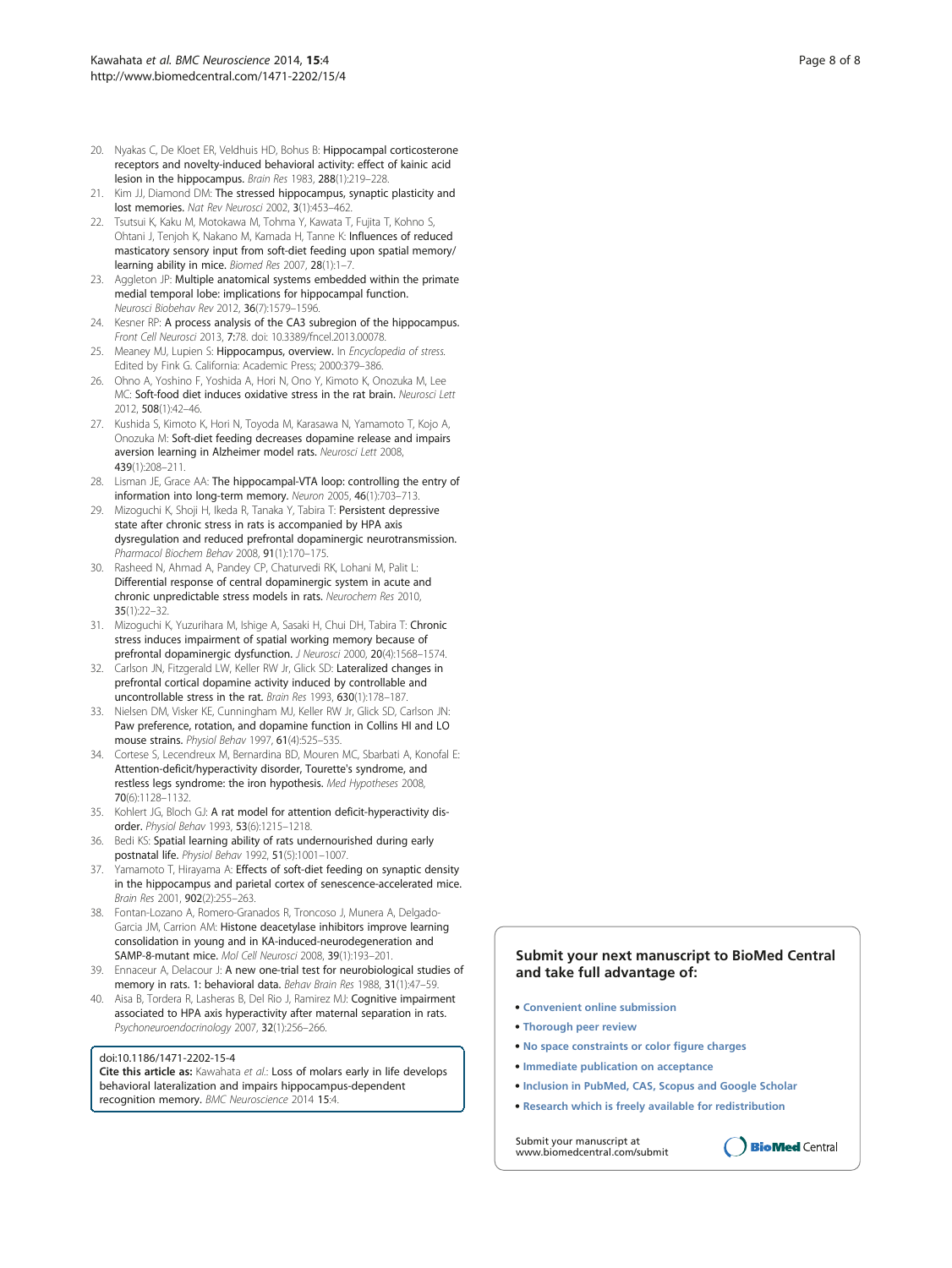20. Nyakas C, De Kloet ER, Veldhuis HD, Bohus B: **Hippocampal corticosterone receptors and novelty-induced behavioral activity: effect of kainic acid lesion in the hippocampus.** *Brain Res* 1983, **288**(1):219–228.
21. Kim JJ, Diamond DM: **The stressed hippocampus, synaptic plasticity and lost memories.** *Nat Rev Neurosci* 2002, **3**(1):453–462.
22. Tsutsui K, Kaku M, Motokawa M, Tohma Y, Kawata T, Fujita T, Kohno S, Ohtani J, Tenjoh K, Nakano M, Kamada H, Tanne K: **Influences of reduced masticatory sensory input from soft-diet feeding upon spatial memory/learning ability in mice.** *Biomed Res* 2007, **28**(1):1–7.
23. Aggleton JP: **Multiple anatomical systems embedded within the primate medial temporal lobe: implications for hippocampal function.** *Neurosci Biobehav Rev* 2012, **36**(7):1579–1596.
24. Kesner RP: **A process analysis of the CA3 subregion of the hippocampus.** *Front Cell Neurosci* 2013, **7**:78. doi: 10.3389/fncel.2013.00078.
25. Meaney MJ, Lupien S: **Hippocampus, overview.** In *Encyclopedia of stress.* Edited by Fink G. California: Academic Press; 2000:379–386.
26. Ohno A, Yoshino F, Yoshida A, Hori N, Ono Y, Kimoto K, Onozuka M, Lee MC: **Soft-food diet induces oxidative stress in the rat brain.** *Neurosci Lett* 2012, **508**(1):42–46.
27. Kushida S, Kimoto K, Hori N, Toyoda M, Karasawa N, Yamamoto T, Kojo A, Onozuka M: **Soft-diet feeding decreases dopamine release and impairs aversion learning in Alzheimer model rats.** *Neurosci Lett* 2008, **439**(1):208–211.
28. Lisman JE, Grace AA: **The hippocampal-VTA loop: controlling the entry of information into long-term memory.** *Neuron* 2005, **46**(1):703–713.
29. Mizoguchi K, Shoji H, Ikeda R, Tanaka Y, Tabira T: **Persistent depressive state after chronic stress in rats is accompanied by HPA axis dysregulation and reduced prefrontal dopaminergic neurotransmission.** *Pharmacol Biochem Behav* 2008, **91**(1):170–175.
30. Rasheed N, Ahmad A, Pandey CP, Chaturvedi RK, Lohani M, Palit L: **Differential response of central dopaminergic system in acute and chronic unpredictable stress models in rats.** *Neurochem Res* 2010, **35**(1):22–32.
31. Mizoguchi K, Yuzurihara M, Ishige A, Sasaki H, Chui DH, Tabira T: **Chronic stress induces impairment of spatial working memory because of prefrontal dopaminergic dysfunction.** *J Neurosci* 2000, **20**(4):1568–1574.
32. Carlson JN, Fitzgerald LW, Keller RW Jr, Glick SD: **Lateralized changes in prefrontal cortical dopamine activity induced by controllable and uncontrollable stress in the rat.** *Brain Res* 1993, **630**(1):178–187.
33. Nielsen DM, Visker KE, Cunningham MJ, Keller RW Jr, Glick SD, Carlson JN: **Paw preference, rotation, and dopamine function in Collins HI and LO mouse strains.** *Physiol Behav* 1997, **61**(4):525–535.
34. Cortese S, Lecendreux M, Bernardina BD, Mouren MC, Sbarbati A, Konofal E: **Attention-deficit/hyperactivity disorder, Tourette's syndrome, and restless legs syndrome: the iron hypothesis.** *Med Hypotheses* 2008, **70**(6):1128–1132.
35. Kohlert JG, Bloch GJ: **A rat model for attention deficit-hyperactivity disorder.** *Physiol Behav* 1993, **53**(6):1215–1218.
36. Bedi KS: **Spatial learning ability of rats undernourished during early postnatal life.** *Physiol Behav* 1992, **51**(5):1001–1007.
37. Yamamoto T, Hirayama A: **Effects of soft-diet feeding on synaptic density in the hippocampus and parietal cortex of senescence-accelerated mice.** *Brain Res* 2001, **902**(2):255–263.
38. Fontan-Lozano A, Romero-Granados R, Troncoso J, Munera A, Delgado-Garcia JM, Carrion AM: **Histone deacetylase inhibitors improve learning consolidation in young and in KA-induced-neurodegeneration and SAMP-8-mutant mice.** *Mol Cell Neurosci* 2008, **39**(1):193–201.
39. Ennaceur A, Delacour J: **A new one-trial test for neurobiological studies of memory in rats. 1: behavioral data.** *Behav Brain Res* 1988, **31**(1):47–59.
40. Aisa B, Tordera R, Lasheras B, Del Rio J, Ramirez MJ: **Cognitive impairment associated to HPA axis hyperactivity after maternal separation in rats.** *Psychoneuroendocrinology* 2007, **32**(1):256–266.

doi:10.1186/1471-2202-15-4

**Cite this article as:** Kawahata *et al.*: Loss of molars early in life develops behavioral lateralization and impairs hippocampus-dependent recognition memory. *BMC Neuroscience* 2014 **15**:4.

**Submit your next manuscript to BioMed Central and take full advantage of:**

- **Convenient online submission**
- **Thorough peer review**
- **No space constraints or color figure charges**
- **Immediate publication on acceptance**
- **Inclusion in PubMed, CAS, Scopus and Google Scholar**
- **Research which is freely available for redistribution**

Submit your manuscript at www.biomedcentral.com/submit

BioMed Central